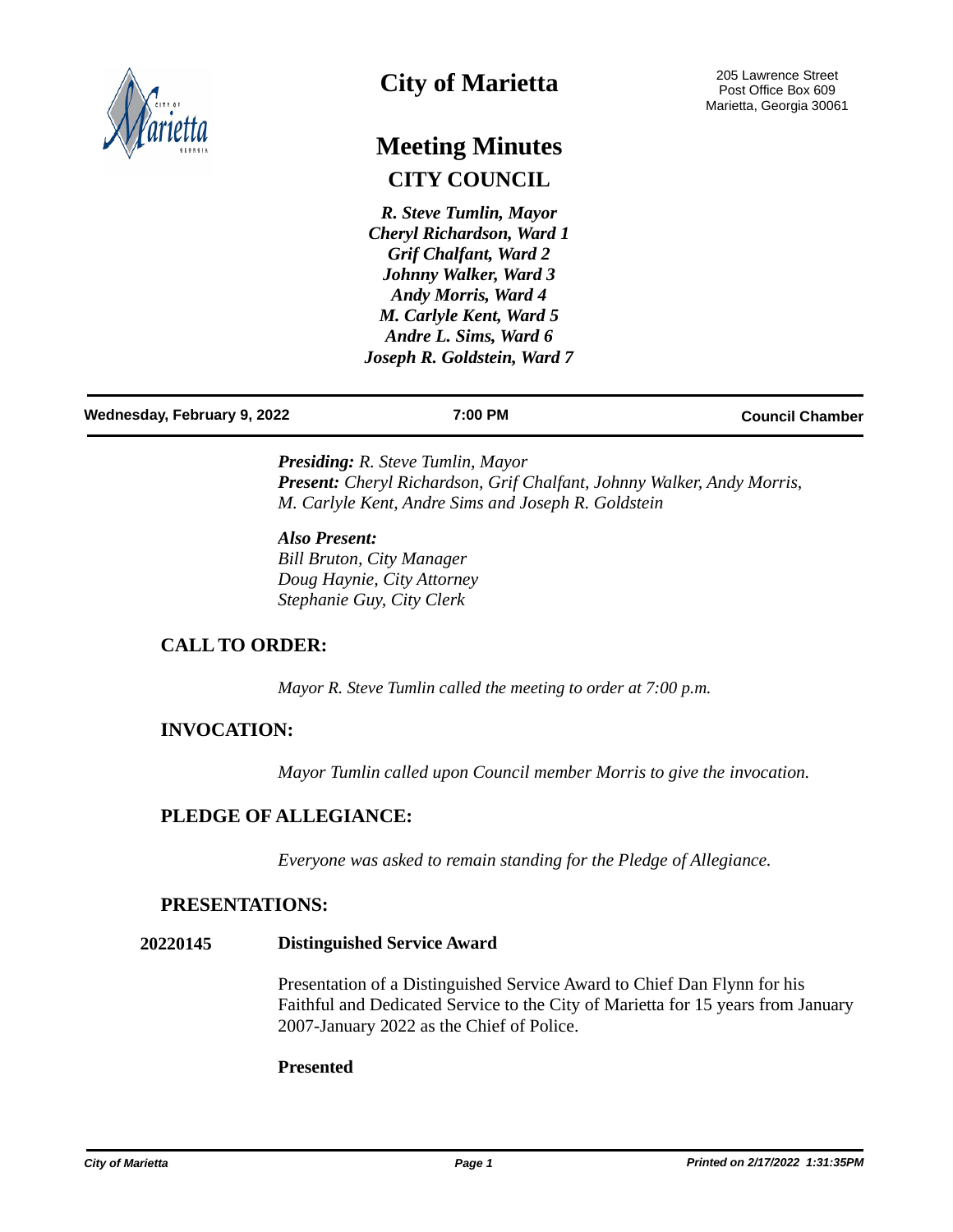# City of Marietta

205 Lawrence Street
Post Office Box 609
Marietta, Georgia 30061

## Meeting Minutes

### CITY COUNCIL

*R. Steve Tumlin, Mayor*
*Cheryl Richardson, Ward 1*
*Grif Chalfant, Ward 2*
*Johnny Walker, Ward 3*
*Andy Morris, Ward 4*
*M. Carlyle Kent, Ward 5*
*Andre L. Sims, Ward 6*
*Joseph R. Goldstein, Ward 7*

**Wednesday, February 9, 2022** **7:00 PM** **Council Chamber**

***Presiding:*** *R. Steve Tumlin, Mayor*
***Present:*** *Cheryl Richardson, Grif Chalfant, Johnny Walker, Andy Morris, M. Carlyle Kent, Andre Sims and Joseph R. Goldstein*

***Also Present:***
*Bill Bruton, City Manager*
*Doug Haynie, City Attorney*
*Stephanie Guy, City Clerk*

## CALL TO ORDER:

*Mayor R. Steve Tumlin called the meeting to order at 7:00 p.m.*

## INVOCATION:

*Mayor Tumlin called upon Council member Morris to give the invocation.*

## PLEDGE OF ALLEGIANCE:

*Everyone was asked to remain standing for the Pledge of Allegiance.*

## PRESENTATIONS:

**20220145** **Distinguished Service Award**

Presentation of a Distinguished Service Award to Chief Dan Flynn for his Faithful and Dedicated Service to the City of Marietta for 15 years from January 2007-January 2022 as the Chief of Police.

**Presented**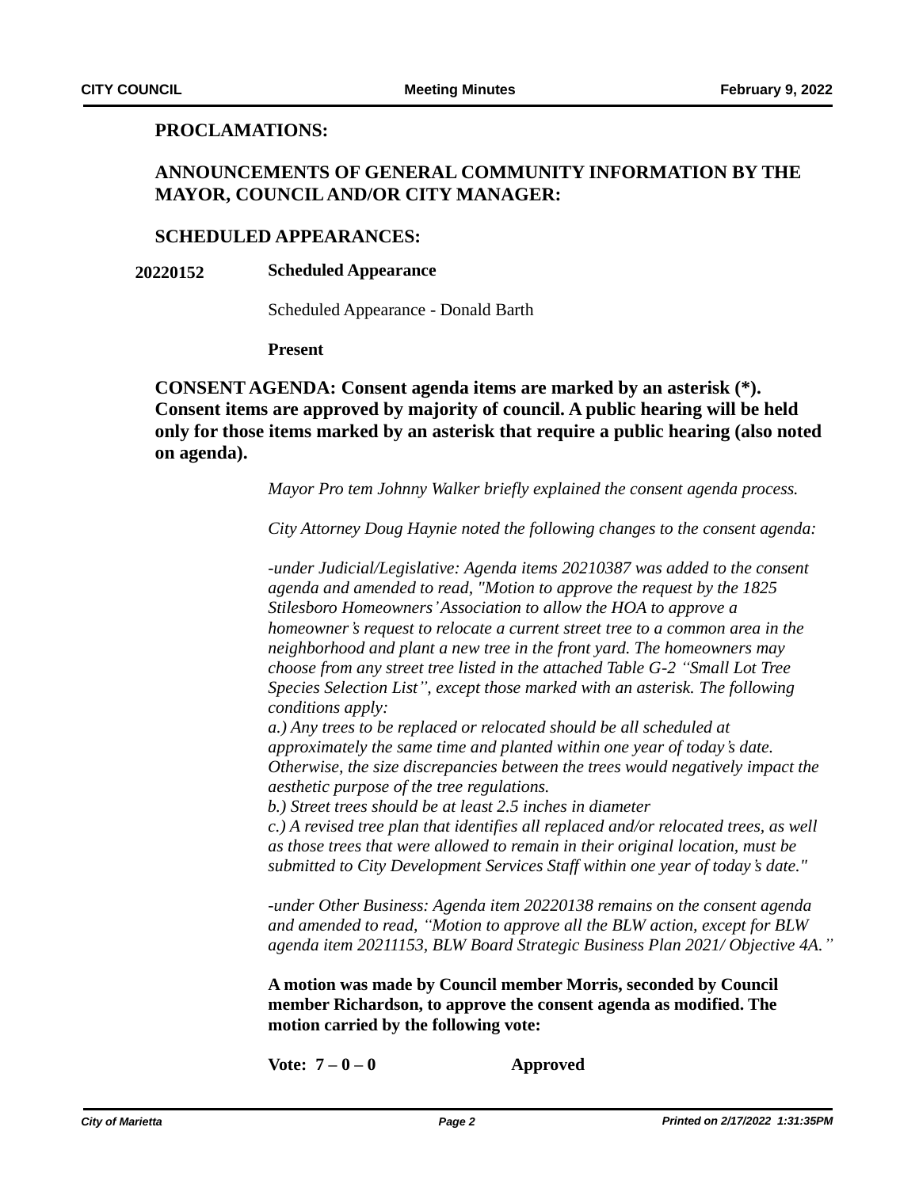**PROCLAMATIONS:**

**ANNOUNCEMENTS OF GENERAL COMMUNITY INFORMATION BY THE MAYOR, COUNCIL AND/OR CITY MANAGER:**

**SCHEDULED APPEARANCES:**

**20220152** **Scheduled Appearance**

Scheduled Appearance - Donald Barth

**Present**

**CONSENT AGENDA: Consent agenda items are marked by an asterisk (*). Consent items are approved by majority of council. A public hearing will be held only for those items marked by an asterisk that require a public hearing (also noted on agenda).**

*Mayor Pro tem Johnny Walker briefly explained the consent agenda process.*

*City Attorney Doug Haynie noted the following changes to the consent agenda:*

*-under Judicial/Legislative: Agenda items 20210387 was added to the consent agenda and amended to read, "Motion to approve the request by the 1825 Stilesboro Homeowners' Association to allow the HOA to approve a homeowner's request to relocate a current street tree to a common area in the neighborhood and plant a new tree in the front yard. The homeowners may choose from any street tree listed in the attached Table G-2 "Small Lot Tree Species Selection List", except those marked with an asterisk. The following conditions apply:*
*a.) Any trees to be replaced or relocated should be all scheduled at approximately the same time and planted within one year of today's date. Otherwise, the size discrepancies between the trees would negatively impact the aesthetic purpose of the tree regulations.*
*b.) Street trees should be at least 2.5 inches in diameter*
*c.) A revised tree plan that identifies all replaced and/or relocated trees, as well as those trees that were allowed to remain in their original location, must be submitted to City Development Services Staff within one year of today's date."*

*-under Other Business: Agenda item 20220138 remains on the consent agenda and amended to read, "Motion to approve all the BLW action, except for BLW agenda item 20211153, BLW Board Strategic Business Plan 2021/ Objective 4A."*

**A motion was made by Council member Morris, seconded by Council member Richardson, to approve the consent agenda as modified. The motion carried by the following vote:**

**Vote: 7 – 0 – 0** **Approved**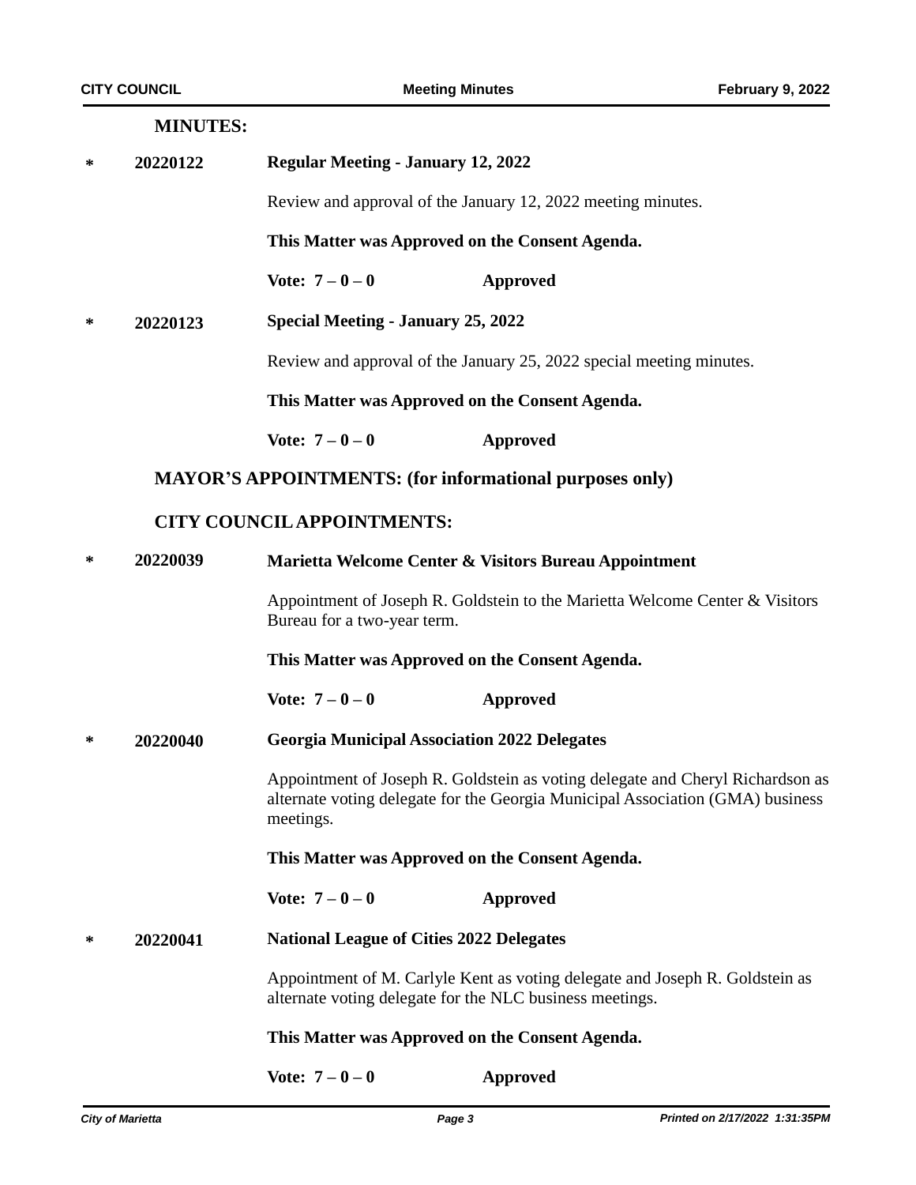## MINUTES:

\* **20220122** **Regular Meeting - January 12, 2022**

Review and approval of the January 12, 2022 meeting minutes.

**This Matter was Approved on the Consent Agenda.**

**Vote: 7 – 0 – 0** **Approved**

\* **20220123** **Special Meeting - January 25, 2022**

Review and approval of the January 25, 2022 special meeting minutes.

**This Matter was Approved on the Consent Agenda.**

**Vote: 7 – 0 – 0** **Approved**

## MAYOR'S APPOINTMENTS: (for informational purposes only)

## CITY COUNCIL APPOINTMENTS:

\* **20220039** **Marietta Welcome Center & Visitors Bureau Appointment**

Appointment of Joseph R. Goldstein to the Marietta Welcome Center & Visitors Bureau for a two-year term.

**This Matter was Approved on the Consent Agenda.**

**Vote: 7 – 0 – 0** **Approved**

\* **20220040** **Georgia Municipal Association 2022 Delegates**

Appointment of Joseph R. Goldstein as voting delegate and Cheryl Richardson as alternate voting delegate for the Georgia Municipal Association (GMA) business meetings.

**This Matter was Approved on the Consent Agenda.**

**Vote: 7 – 0 – 0** **Approved**

\* **20220041** **National League of Cities 2022 Delegates**

Appointment of M. Carlyle Kent as voting delegate and Joseph R. Goldstein as alternate voting delegate for the NLC business meetings.

**This Matter was Approved on the Consent Agenda.**

**Vote: 7 – 0 – 0** **Approved**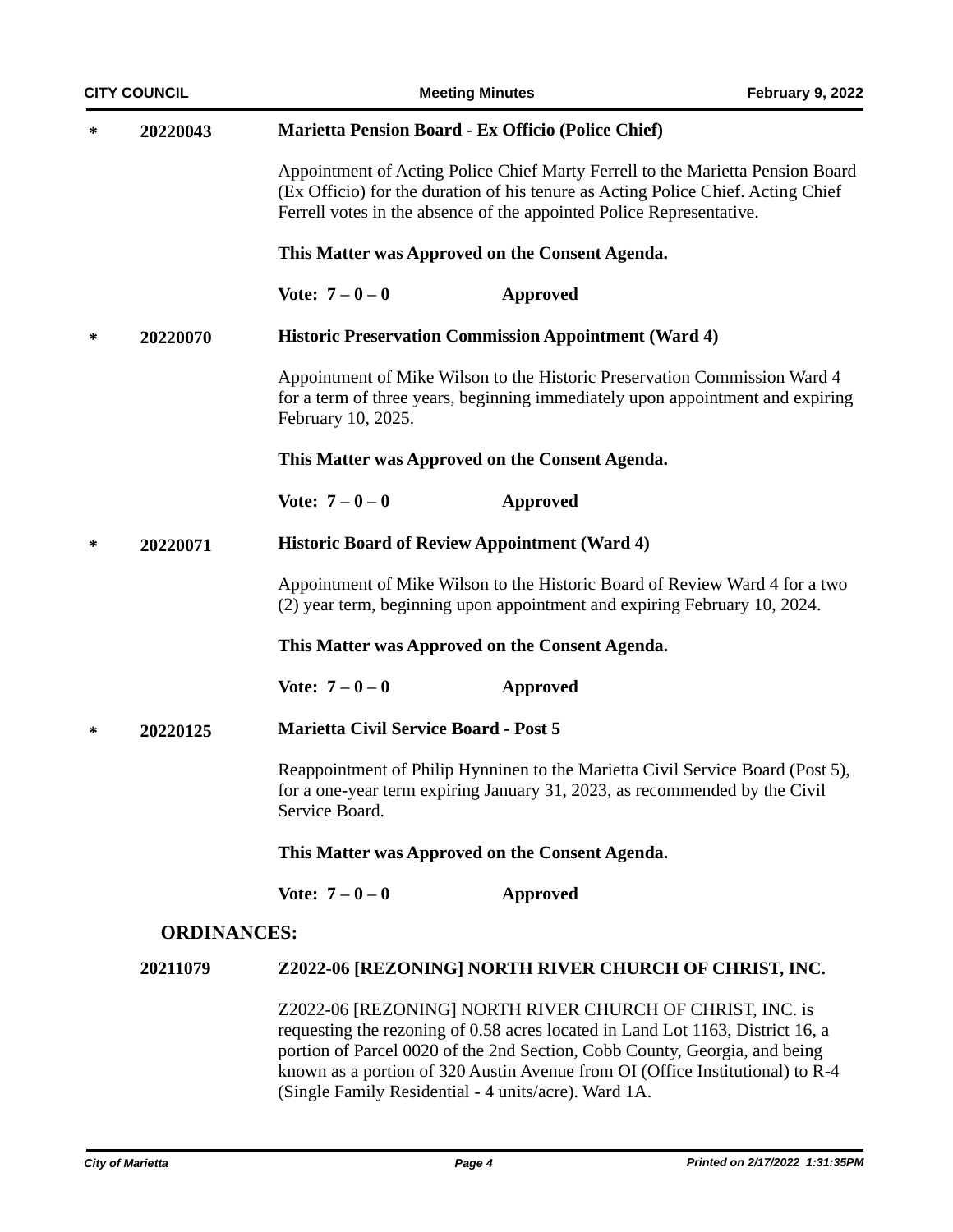\* **20220043** **Marietta Pension Board - Ex Officio (Police Chief)**

Appointment of Acting Police Chief Marty Ferrell to the Marietta Pension Board (Ex Officio) for the duration of his tenure as Acting Police Chief. Acting Chief Ferrell votes in the absence of the appointed Police Representative.

**This Matter was Approved on the Consent Agenda.**

**Vote: 7 – 0 – 0** **Approved**

\* **20220070** **Historic Preservation Commission Appointment (Ward 4)**

Appointment of Mike Wilson to the Historic Preservation Commission Ward 4 for a term of three years, beginning immediately upon appointment and expiring February 10, 2025.

**This Matter was Approved on the Consent Agenda.**

**Vote: 7 – 0 – 0** **Approved**

\* **20220071** **Historic Board of Review Appointment (Ward 4)**

Appointment of Mike Wilson to the Historic Board of Review Ward 4 for a two (2) year term, beginning upon appointment and expiring February 10, 2024.

**This Matter was Approved on the Consent Agenda.**

**Vote: 7 – 0 – 0** **Approved**

\* **20220125** **Marietta Civil Service Board - Post 5**

Reappointment of Philip Hynninen to the Marietta Civil Service Board (Post 5), for a one-year term expiring January 31, 2023, as recommended by the Civil Service Board.

**This Matter was Approved on the Consent Agenda.**

**Vote: 7 – 0 – 0** **Approved**

## ORDINANCES:

**20211079** **Z2022-06 [REZONING] NORTH RIVER CHURCH OF CHRIST, INC.**

Z2022-06 [REZONING] NORTH RIVER CHURCH OF CHRIST, INC. is requesting the rezoning of 0.58 acres located in Land Lot 1163, District 16, a portion of Parcel 0020 of the 2nd Section, Cobb County, Georgia, and being known as a portion of 320 Austin Avenue from OI (Office Institutional) to R-4 (Single Family Residential - 4 units/acre). Ward 1A.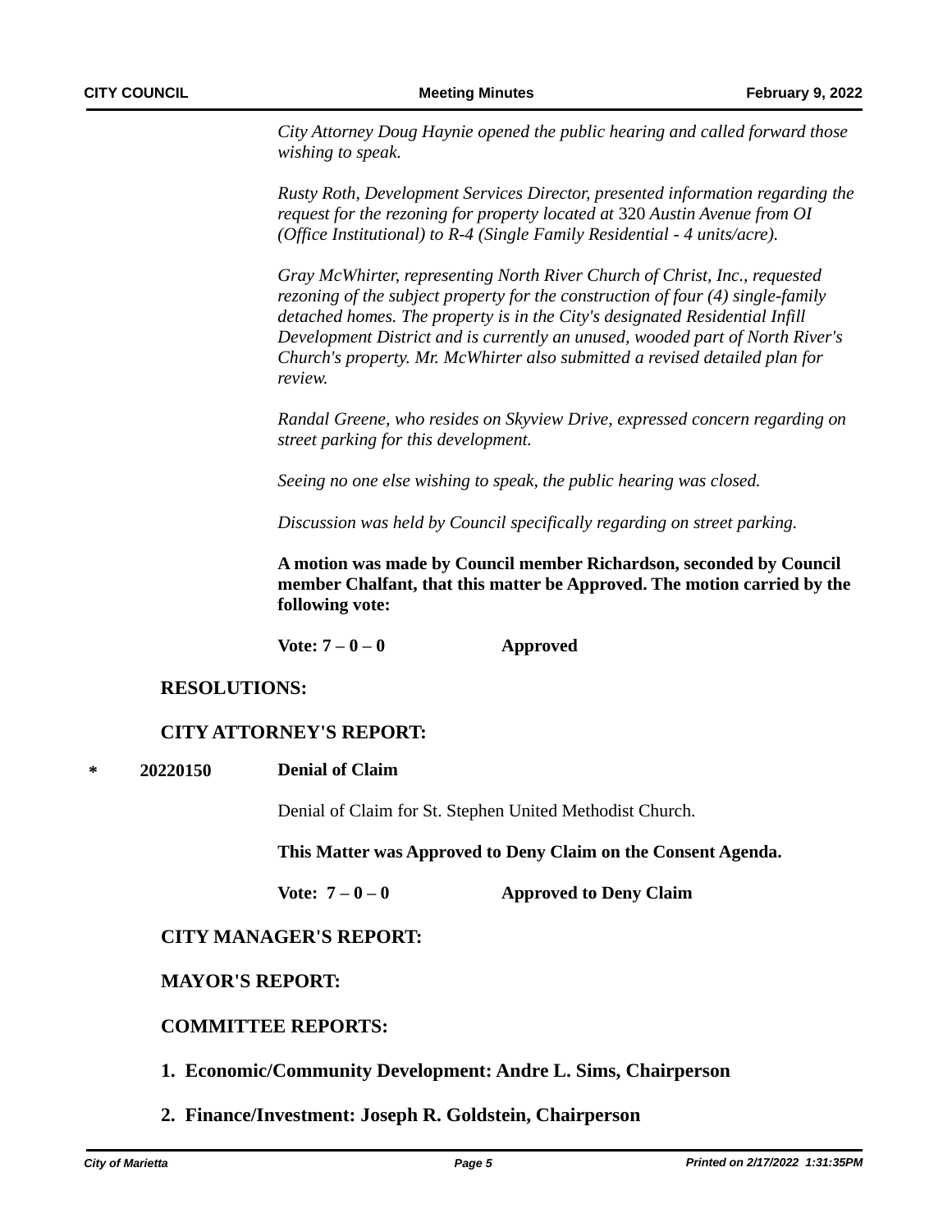*City Attorney Doug Haynie opened the public hearing and called forward those wishing to speak.*

*Rusty Roth, Development Services Director, presented information regarding the request for the rezoning for property located at* 320 *Austin Avenue from OI (Office Institutional) to R-4 (Single Family Residential - 4 units/acre).*

*Gray McWhirter, representing North River Church of Christ, Inc., requested rezoning of the subject property for the construction of four (4) single-family detached homes. The property is in the City's designated Residential Infill Development District and is currently an unused, wooded part of North River's Church's property. Mr. McWhirter also submitted a revised detailed plan for review.*

*Randal Greene, who resides on Skyview Drive, expressed concern regarding on street parking for this development.*

*Seeing no one else wishing to speak, the public hearing was closed.*

*Discussion was held by Council specifically regarding on street parking.*

**A motion was made by Council member Richardson, seconded by Council member Chalfant, that this matter be Approved. The motion carried by the following vote:**

**Vote: 7 – 0 – 0** **Approved**

## RESOLUTIONS:

## CITY ATTORNEY'S REPORT:

\* **20220150** **Denial of Claim**

Denial of Claim for St. Stephen United Methodist Church.

**This Matter was Approved to Deny Claim on the Consent Agenda.**

**Vote: 7 – 0 – 0** **Approved to Deny Claim**

## CITY MANAGER'S REPORT:

## MAYOR'S REPORT:

## COMMITTEE REPORTS:

1. **Economic/Community Development: Andre L. Sims, Chairperson**
2. **Finance/Investment: Joseph R. Goldstein, Chairperson**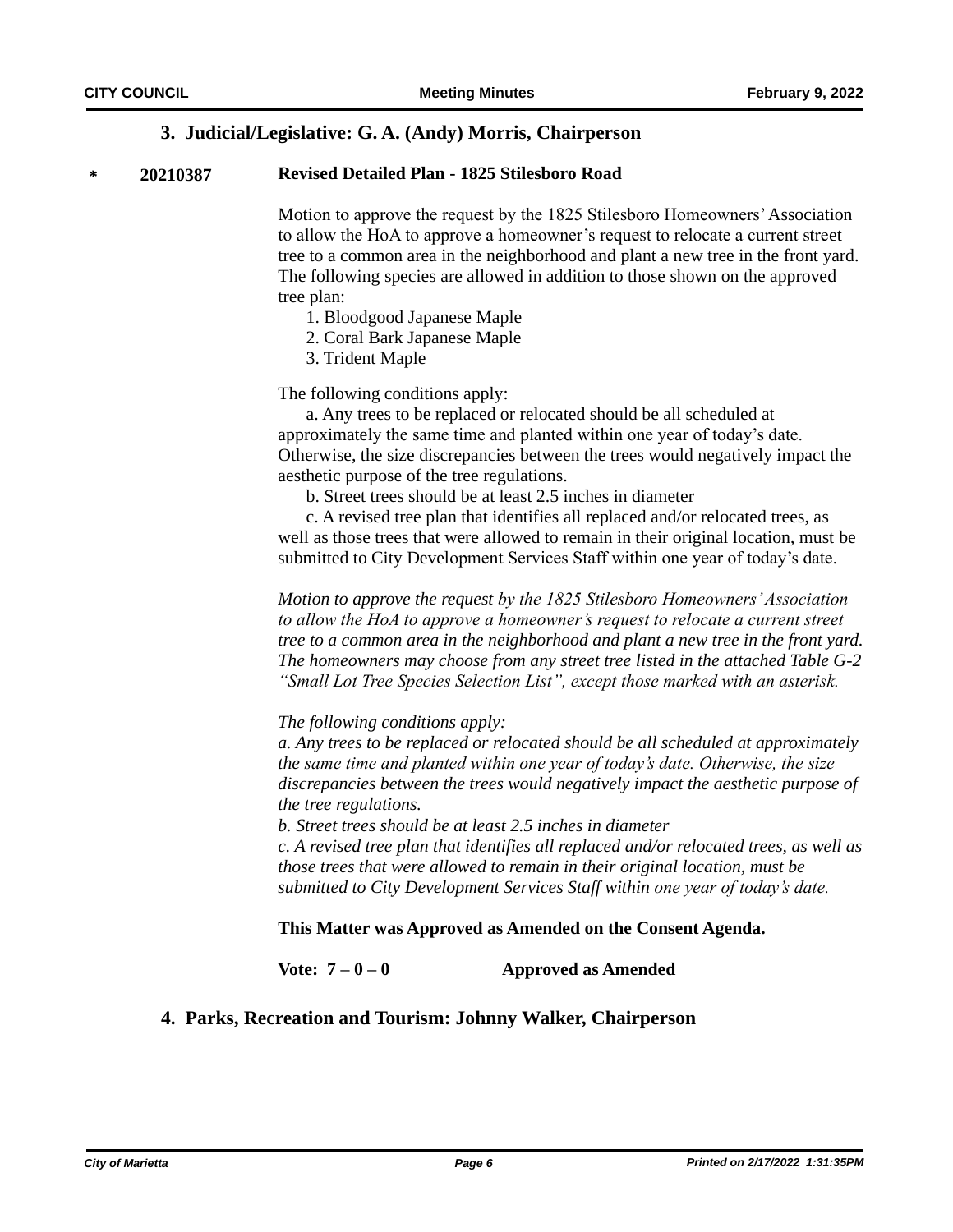### 3. Judicial/Legislative: G. A. (Andy) Morris, Chairperson

**\* 20210387 Revised Detailed Plan - 1825 Stilesboro Road**

Motion to approve the request by the 1825 Stilesboro Homeowners' Association to allow the HoA to approve a homeowner's request to relocate a current street tree to a common area in the neighborhood and plant a new tree in the front yard. The following species are allowed in addition to those shown on the approved tree plan:

1. Bloodgood Japanese Maple
2. Coral Bark Japanese Maple
3. Trident Maple

The following conditions apply:

a. Any trees to be replaced or relocated should be all scheduled at approximately the same time and planted within one year of today's date. Otherwise, the size discrepancies between the trees would negatively impact the aesthetic purpose of the tree regulations.

b. Street trees should be at least 2.5 inches in diameter

c. A revised tree plan that identifies all replaced and/or relocated trees, as well as those trees that were allowed to remain in their original location, must be submitted to City Development Services Staff within one year of today's date.

*Motion to approve the request by the 1825 Stilesboro Homeowners' Association to allow the HoA to approve a homeowner's request to relocate a current street tree to a common area in the neighborhood and plant a new tree in the front yard. The homeowners may choose from any street tree listed in the attached Table G-2 "Small Lot Tree Species Selection List", except those marked with an asterisk.*

*The following conditions apply:*
*a. Any trees to be replaced or relocated should be all scheduled at approximately the same time and planted within one year of today's date. Otherwise, the size discrepancies between the trees would negatively impact the aesthetic purpose of the tree regulations.*
*b. Street trees should be at least 2.5 inches in diameter*
*c. A revised tree plan that identifies all replaced and/or relocated trees, as well as those trees that were allowed to remain in their original location, must be submitted to City Development Services Staff within one year of today's date.*

**This Matter was Approved as Amended on the Consent Agenda.**

**Vote: 7 – 0 – 0    Approved as Amended**

### 4. Parks, Recreation and Tourism: Johnny Walker, Chairperson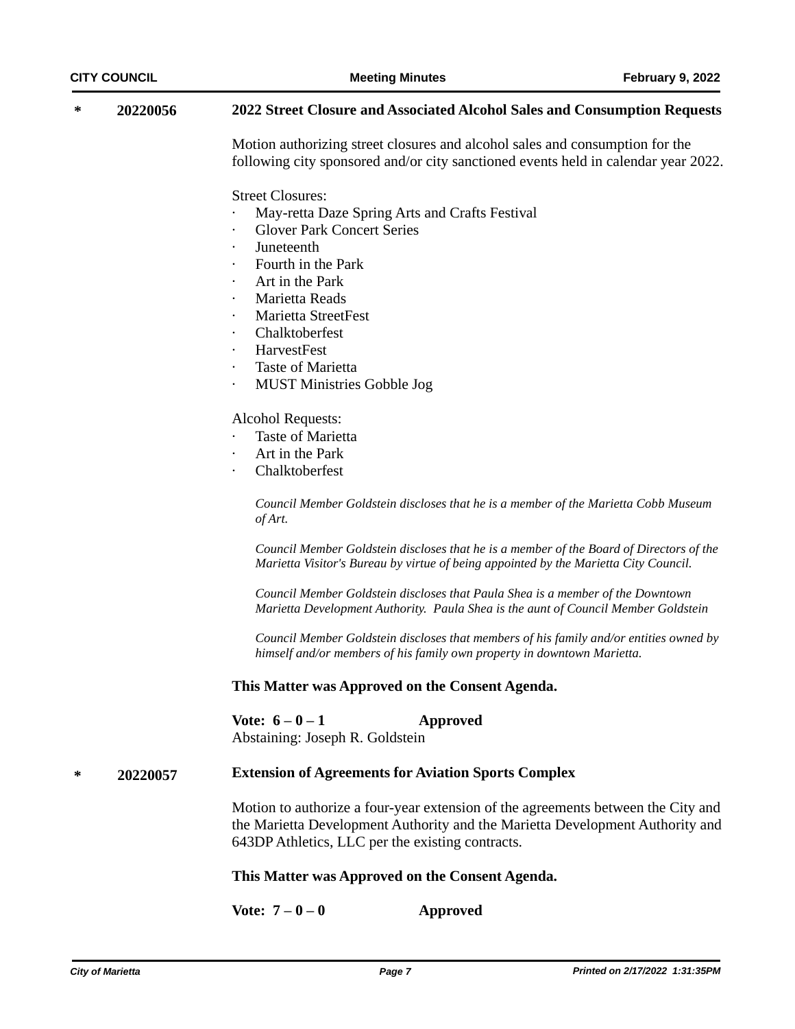**\* 20220056** **2022 Street Closure and Associated Alcohol Sales and Consumption Requests**

Motion authorizing street closures and alcohol sales and consumption for the following city sponsored and/or city sanctioned events held in calendar year 2022.

Street Closures:

- May-retta Daze Spring Arts and Crafts Festival
- Glover Park Concert Series
- Juneteenth
- Fourth in the Park
- Art in the Park
- Marietta Reads
- Marietta StreetFest
- Chalktoberfest
- HarvestFest
- Taste of Marietta
- MUST Ministries Gobble Jog

Alcohol Requests:

- Taste of Marietta
- Art in the Park
- Chalktoberfest

*Council Member Goldstein discloses that he is a member of the Marietta Cobb Museum of Art.*

*Council Member Goldstein discloses that he is a member of the Board of Directors of the Marietta Visitor's Bureau by virtue of being appointed by the Marietta City Council.*

*Council Member Goldstein discloses that Paula Shea is a member of the Downtown Marietta Development Authority. Paula Shea is the aunt of Council Member Goldstein*

*Council Member Goldstein discloses that members of his family and/or entities owned by himself and/or members of his family own property in downtown Marietta.*

**This Matter was Approved on the Consent Agenda.**

**Vote: 6 – 0 – 1** **Approved**

Abstaining: Joseph R. Goldstein

**\* 20220057** **Extension of Agreements for Aviation Sports Complex**

Motion to authorize a four-year extension of the agreements between the City and the Marietta Development Authority and the Marietta Development Authority and 643DP Athletics, LLC per the existing contracts.

**This Matter was Approved on the Consent Agenda.**

**Vote: 7 – 0 – 0** **Approved**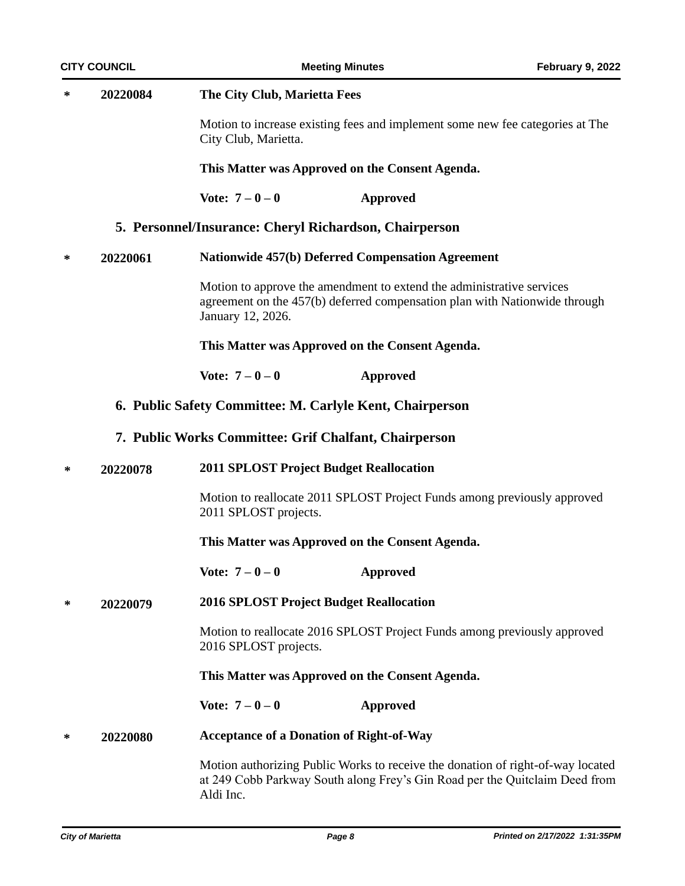**\*** **20220084** **The City Club, Marietta Fees**

Motion to increase existing fees and implement some new fee categories at The City Club, Marietta.

**This Matter was Approved on the Consent Agenda.**

**Vote: 7 – 0 – 0** **Approved**

## 5. Personnel/Insurance: Cheryl Richardson, Chairperson

**\*** **20220061** **Nationwide 457(b) Deferred Compensation Agreement**

Motion to approve the amendment to extend the administrative services agreement on the 457(b) deferred compensation plan with Nationwide through January 12, 2026.

**This Matter was Approved on the Consent Agenda.**

**Vote: 7 – 0 – 0** **Approved**

## 6. Public Safety Committee: M. Carlyle Kent, Chairperson

## 7. Public Works Committee: Grif Chalfant, Chairperson

**\*** **20220078** **2011 SPLOST Project Budget Reallocation**

Motion to reallocate 2011 SPLOST Project Funds among previously approved 2011 SPLOST projects.

**This Matter was Approved on the Consent Agenda.**

**Vote: 7 – 0 – 0** **Approved**

**\*** **20220079** **2016 SPLOST Project Budget Reallocation**

Motion to reallocate 2016 SPLOST Project Funds among previously approved 2016 SPLOST projects.

**This Matter was Approved on the Consent Agenda.**

**Vote: 7 – 0 – 0** **Approved**

**\*** **20220080** **Acceptance of a Donation of Right-of-Way**

Motion authorizing Public Works to receive the donation of right-of-way located at 249 Cobb Parkway South along Frey's Gin Road per the Quitclaim Deed from Aldi Inc.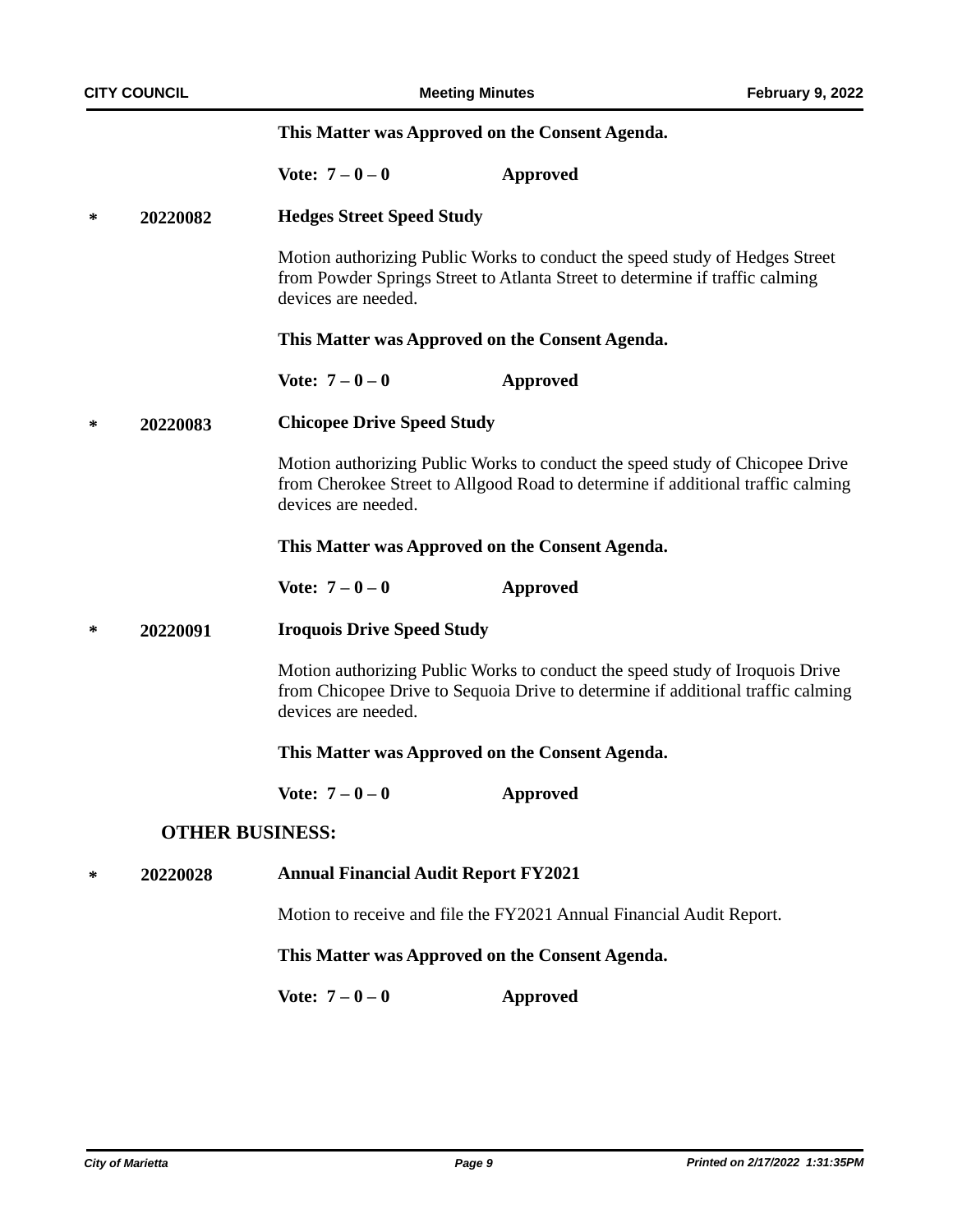**This Matter was Approved on the Consent Agenda.**

**Vote: 7 – 0 – 0** **Approved**

\* **20220082** **Hedges Street Speed Study**

Motion authorizing Public Works to conduct the speed study of Hedges Street from Powder Springs Street to Atlanta Street to determine if traffic calming devices are needed.

**This Matter was Approved on the Consent Agenda.**

**Vote: 7 – 0 – 0** **Approved**

\* **20220083** **Chicopee Drive Speed Study**

Motion authorizing Public Works to conduct the speed study of Chicopee Drive from Cherokee Street to Allgood Road to determine if additional traffic calming devices are needed.

**This Matter was Approved on the Consent Agenda.**

**Vote: 7 – 0 – 0** **Approved**

\* **20220091** **Iroquois Drive Speed Study**

Motion authorizing Public Works to conduct the speed study of Iroquois Drive from Chicopee Drive to Sequoia Drive to determine if additional traffic calming devices are needed.

**This Matter was Approved on the Consent Agenda.**

**Vote: 7 – 0 – 0** **Approved**

## OTHER BUSINESS:

\* **20220028** **Annual Financial Audit Report FY2021**

Motion to receive and file the FY2021 Annual Financial Audit Report.

**This Matter was Approved on the Consent Agenda.**

**Vote: 7 – 0 – 0** **Approved**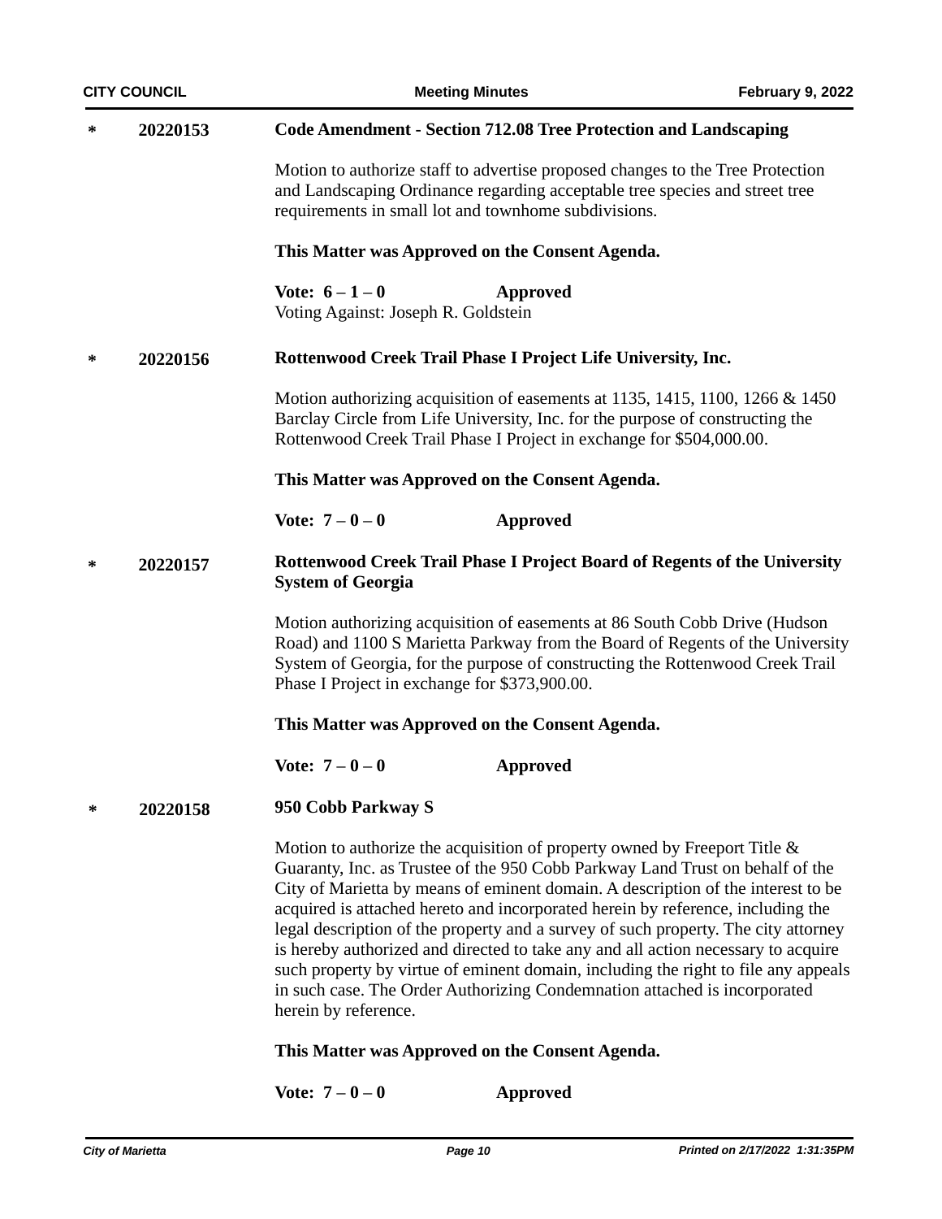**\* 20220153 Code Amendment - Section 712.08 Tree Protection and Landscaping**

Motion to authorize staff to advertise proposed changes to the Tree Protection and Landscaping Ordinance regarding acceptable tree species and street tree requirements in small lot and townhome subdivisions.

**This Matter was Approved on the Consent Agenda.**

**Vote: 6 – 1 – 0 Approved**
Voting Against: Joseph R. Goldstein

**\* 20220156 Rottenwood Creek Trail Phase I Project Life University, Inc.**

Motion authorizing acquisition of easements at 1135, 1415, 1100, 1266 & 1450 Barclay Circle from Life University, Inc. for the purpose of constructing the Rottenwood Creek Trail Phase I Project in exchange for $504,000.00.

**This Matter was Approved on the Consent Agenda.**

**Vote: 7 – 0 – 0 Approved**

**\* 20220157 Rottenwood Creek Trail Phase I Project Board of Regents of the University System of Georgia**

Motion authorizing acquisition of easements at 86 South Cobb Drive (Hudson Road) and 1100 S Marietta Parkway from the Board of Regents of the University System of Georgia, for the purpose of constructing the Rottenwood Creek Trail Phase I Project in exchange for $373,900.00.

**This Matter was Approved on the Consent Agenda.**

**Vote: 7 – 0 – 0 Approved**

**\* 20220158 950 Cobb Parkway S**

Motion to authorize the acquisition of property owned by Freeport Title & Guaranty, Inc. as Trustee of the 950 Cobb Parkway Land Trust on behalf of the City of Marietta by means of eminent domain. A description of the interest to be acquired is attached hereto and incorporated herein by reference, including the legal description of the property and a survey of such property. The city attorney is hereby authorized and directed to take any and all action necessary to acquire such property by virtue of eminent domain, including the right to file any appeals in such case. The Order Authorizing Condemnation attached is incorporated herein by reference.

**This Matter was Approved on the Consent Agenda.**

**Vote: 7 – 0 – 0 Approved**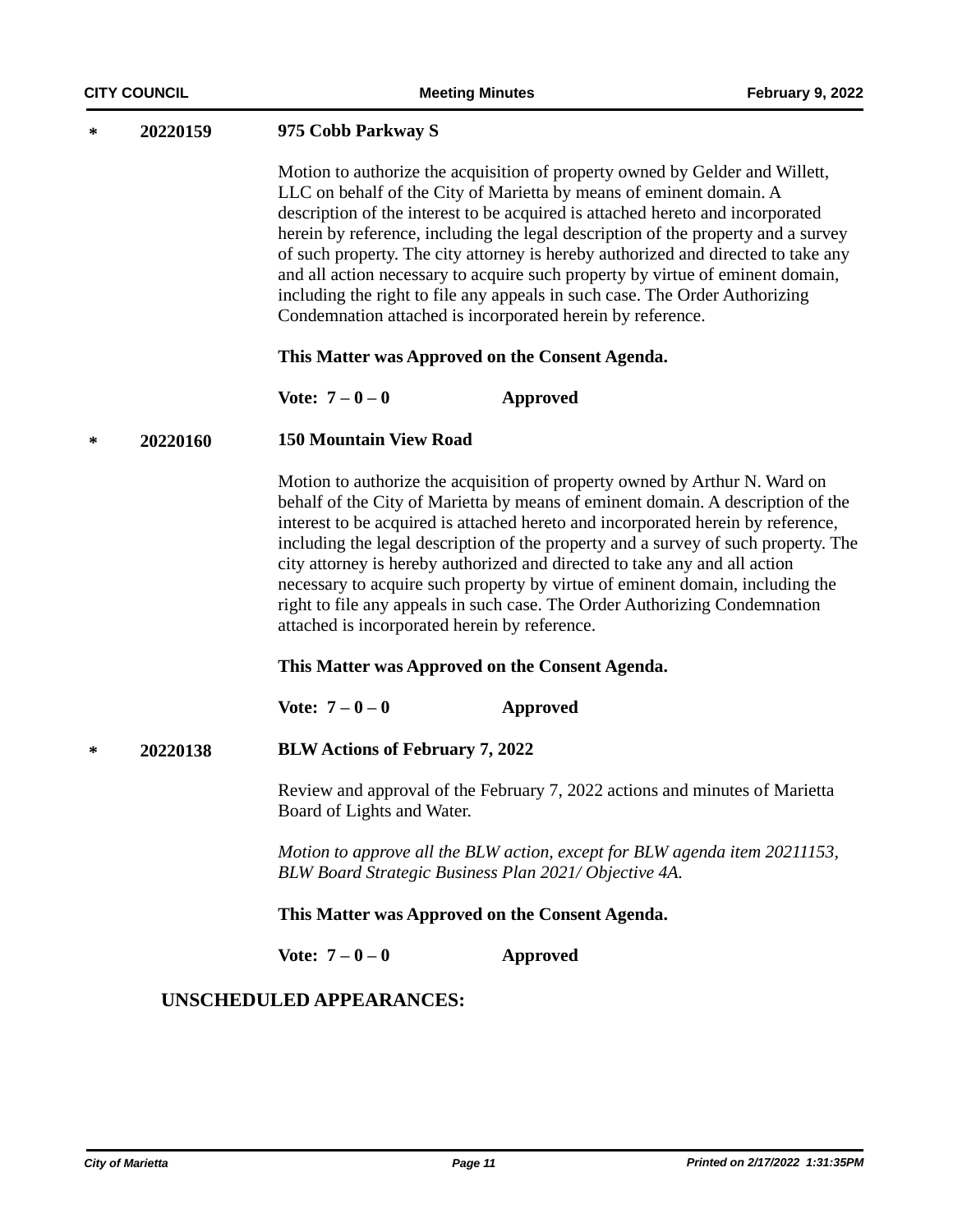**\*** **20220159** **975 Cobb Parkway S**

Motion to authorize the acquisition of property owned by Gelder and Willett, LLC on behalf of the City of Marietta by means of eminent domain. A description of the interest to be acquired is attached hereto and incorporated herein by reference, including the legal description of the property and a survey of such property. The city attorney is hereby authorized and directed to take any and all action necessary to acquire such property by virtue of eminent domain, including the right to file any appeals in such case. The Order Authorizing Condemnation attached is incorporated herein by reference.

**This Matter was Approved on the Consent Agenda.**

**Vote: 7 – 0 – 0** **Approved**

**\*** **20220160** **150 Mountain View Road**

Motion to authorize the acquisition of property owned by Arthur N. Ward on behalf of the City of Marietta by means of eminent domain. A description of the interest to be acquired is attached hereto and incorporated herein by reference, including the legal description of the property and a survey of such property. The city attorney is hereby authorized and directed to take any and all action necessary to acquire such property by virtue of eminent domain, including the right to file any appeals in such case. The Order Authorizing Condemnation attached is incorporated herein by reference.

**This Matter was Approved on the Consent Agenda.**

**Vote: 7 – 0 – 0** **Approved**

**\*** **20220138** **BLW Actions of February 7, 2022**

Review and approval of the February 7, 2022 actions and minutes of Marietta Board of Lights and Water.

*Motion to approve all the BLW action, except for BLW agenda item 20211153, BLW Board Strategic Business Plan 2021/ Objective 4A.*

**This Matter was Approved on the Consent Agenda.**

**Vote: 7 – 0 – 0** **Approved**

## UNSCHEDULED APPEARANCES: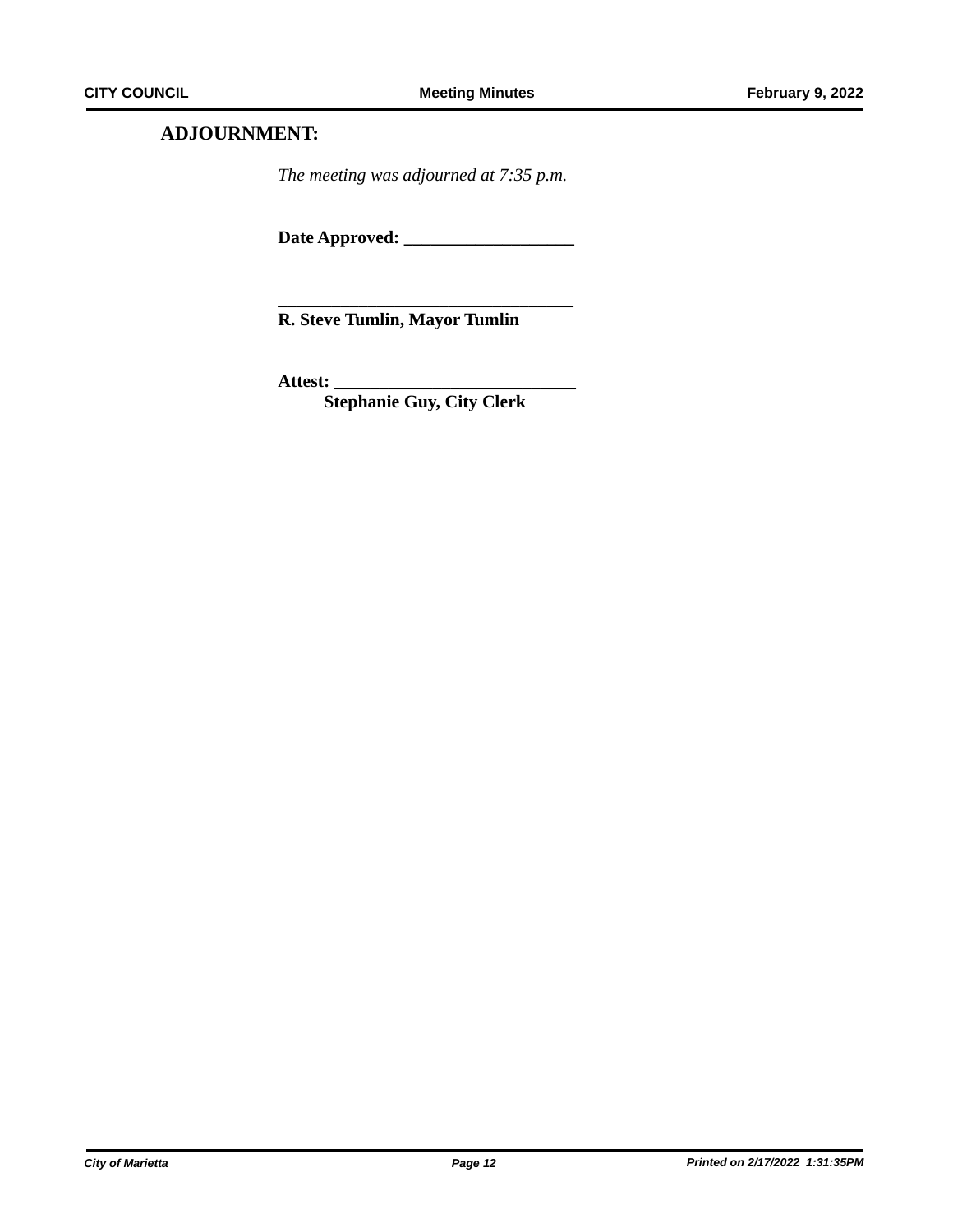## ADJOURNMENT:

*The meeting was adjourned at 7:35 p.m.*

**Date Approved: ___________________**

**________________________________**
**R. Steve Tumlin, Mayor Tumlin**

**Attest: ___________________________**
**Stephanie Guy, City Clerk**